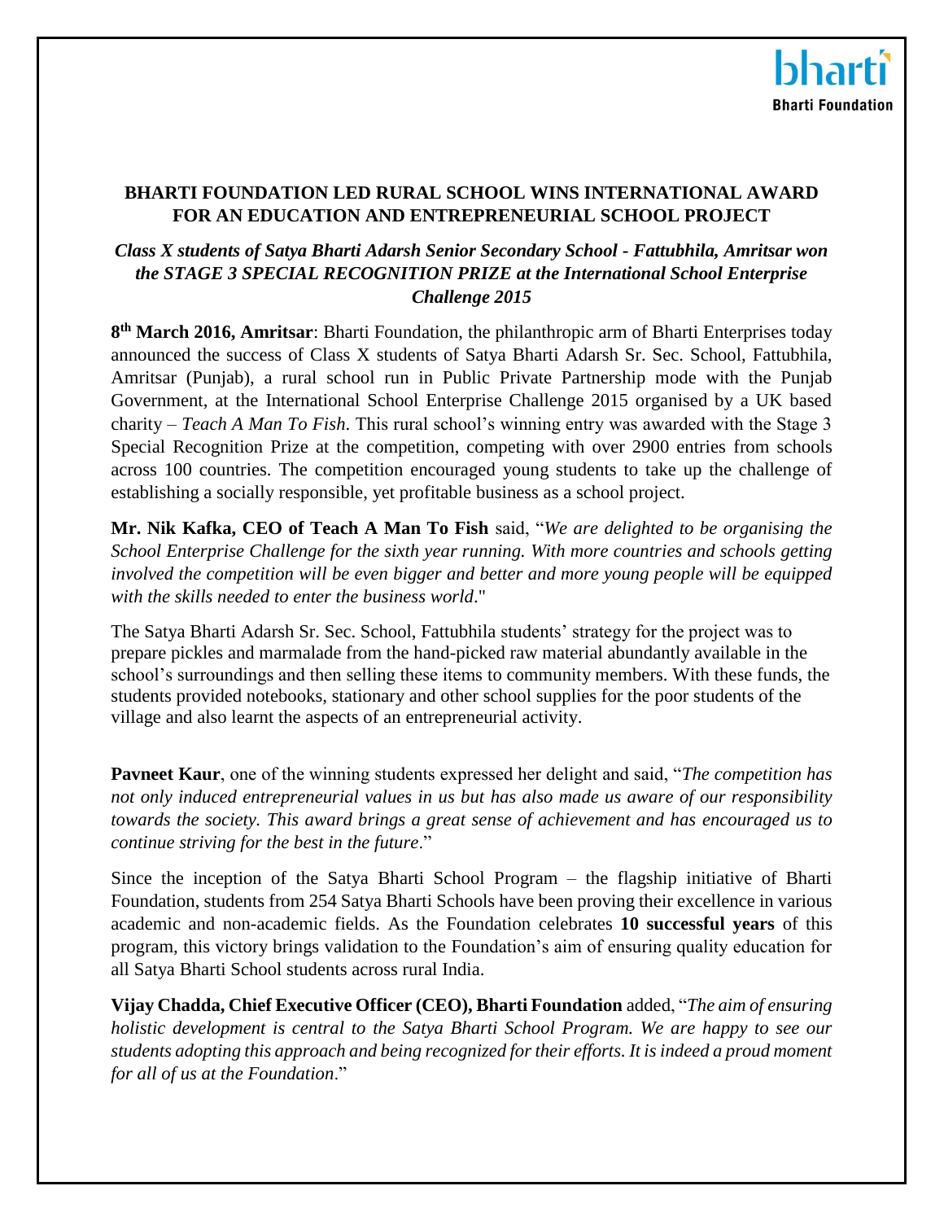bharti
Bharti Foundation

# BHARTI FOUNDATION LED RURAL SCHOOL WINS INTERNATIONAL AWARD FOR AN EDUCATION AND ENTREPRENEURIAL SCHOOL PROJECT

## *Class X students of Satya Bharti Adarsh Senior Secondary School - Fattubhila, Amritsar won the STAGE 3 SPECIAL RECOGNITION PRIZE at the International School Enterprise Challenge 2015*

**8th March 2016, Amritsar**: Bharti Foundation, the philanthropic arm of Bharti Enterprises today announced the success of Class X students of Satya Bharti Adarsh Sr. Sec. School, Fattubhila, Amritsar (Punjab), a rural school run in Public Private Partnership mode with the Punjab Government, at the International School Enterprise Challenge 2015 organised by a UK based charity – *Teach A Man To Fish*. This rural school's winning entry was awarded with the Stage 3 Special Recognition Prize at the competition, competing with over 2900 entries from schools across 100 countries. The competition encouraged young students to take up the challenge of establishing a socially responsible, yet profitable business as a school project.

**Mr. Nik Kafka, CEO of Teach A Man To Fish** said, "*We are delighted to be organising the School Enterprise Challenge for the sixth year running. With more countries and schools getting involved the competition will be even bigger and better and more young people will be equipped with the skills needed to enter the business world*."

The Satya Bharti Adarsh Sr. Sec. School, Fattubhila students' strategy for the project was to prepare pickles and marmalade from the hand-picked raw material abundantly available in the school's surroundings and then selling these items to community members. With these funds, the students provided notebooks, stationary and other school supplies for the poor students of the village and also learnt the aspects of an entrepreneurial activity.

**Pavneet Kaur**, one of the winning students expressed her delight and said, "*The competition has not only induced entrepreneurial values in us but has also made us aware of our responsibility towards the society. This award brings a great sense of achievement and has encouraged us to continue striving for the best in the future*."

Since the inception of the Satya Bharti School Program – the flagship initiative of Bharti Foundation, students from 254 Satya Bharti Schools have been proving their excellence in various academic and non-academic fields. As the Foundation celebrates **10 successful years** of this program, this victory brings validation to the Foundation's aim of ensuring quality education for all Satya Bharti School students across rural India.

**Vijay Chadda, Chief Executive Officer (CEO), Bharti Foundation** added, "*The aim of ensuring holistic development is central to the Satya Bharti School Program. We are happy to see our students adopting this approach and being recognized for their efforts. It is indeed a proud moment for all of us at the Foundation*."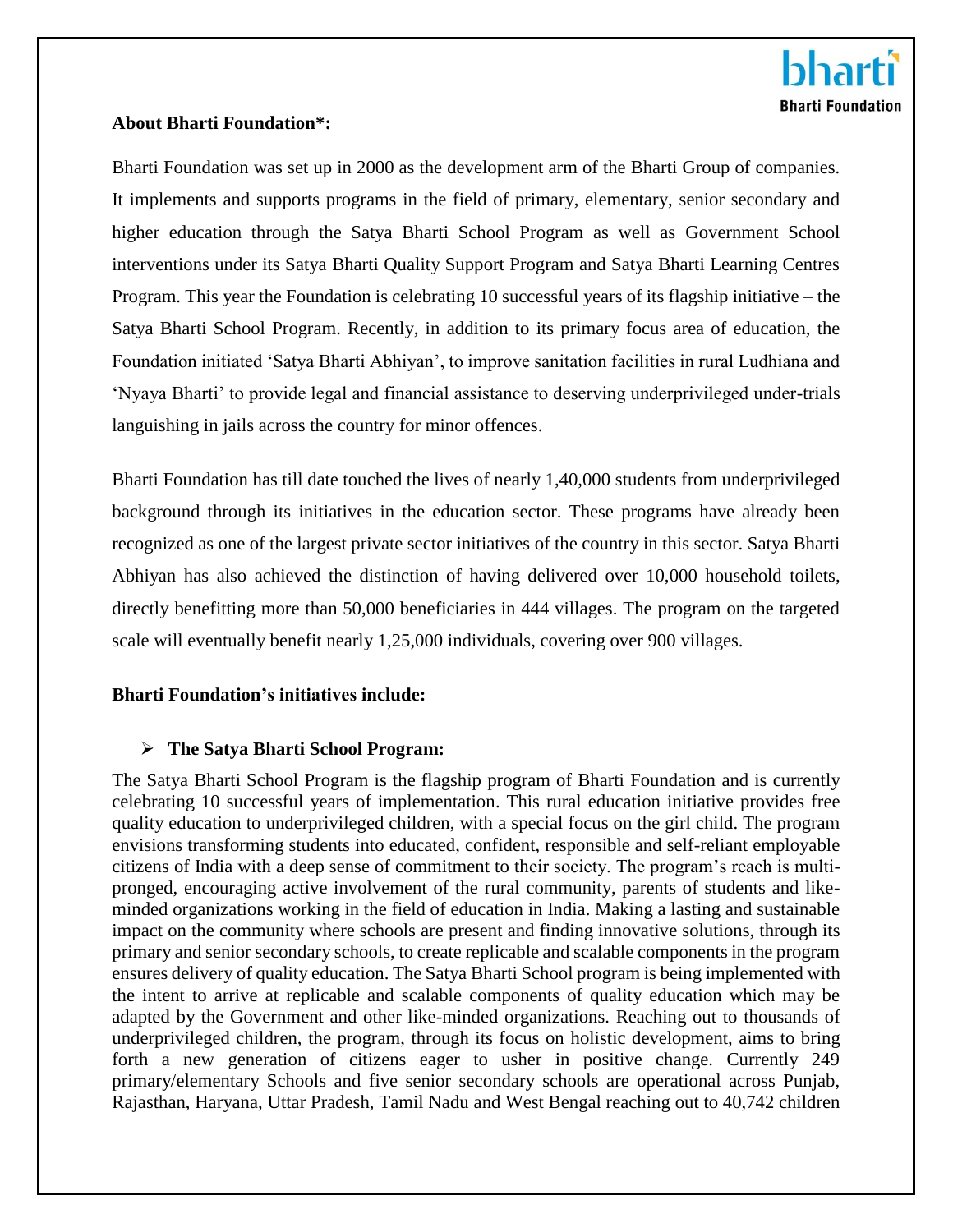**About Bharti Foundation*:**

Bharti Foundation was set up in 2000 as the development arm of the Bharti Group of companies. It implements and supports programs in the field of primary, elementary, senior secondary and higher education through the Satya Bharti School Program as well as Government School interventions under its Satya Bharti Quality Support Program and Satya Bharti Learning Centres Program. This year the Foundation is celebrating 10 successful years of its flagship initiative – the Satya Bharti School Program. Recently, in addition to its primary focus area of education, the Foundation initiated 'Satya Bharti Abhiyan', to improve sanitation facilities in rural Ludhiana and 'Nyaya Bharti' to provide legal and financial assistance to deserving underprivileged under-trials languishing in jails across the country for minor offences.

Bharti Foundation has till date touched the lives of nearly 1,40,000 students from underprivileged background through its initiatives in the education sector. These programs have already been recognized as one of the largest private sector initiatives of the country in this sector. Satya Bharti Abhiyan has also achieved the distinction of having delivered over 10,000 household toilets, directly benefitting more than 50,000 beneficiaries in 444 villages. The program on the targeted scale will eventually benefit nearly 1,25,000 individuals, covering over 900 villages.

**Bharti Foundation's initiatives include:**

- **The Satya Bharti School Program:**

The Satya Bharti School Program is the flagship program of Bharti Foundation and is currently celebrating 10 successful years of implementation. This rural education initiative provides free quality education to underprivileged children, with a special focus on the girl child. The program envisions transforming students into educated, confident, responsible and self-reliant employable citizens of India with a deep sense of commitment to their society. The program's reach is multi-pronged, encouraging active involvement of the rural community, parents of students and like-minded organizations working in the field of education in India. Making a lasting and sustainable impact on the community where schools are present and finding innovative solutions, through its primary and senior secondary schools, to create replicable and scalable components in the program ensures delivery of quality education. The Satya Bharti School program is being implemented with the intent to arrive at replicable and scalable components of quality education which may be adapted by the Government and other like-minded organizations. Reaching out to thousands of underprivileged children, the program, through its focus on holistic development, aims to bring forth a new generation of citizens eager to usher in positive change. Currently 249 primary/elementary Schools and five senior secondary schools are operational across Punjab, Rajasthan, Haryana, Uttar Pradesh, Tamil Nadu and West Bengal reaching out to 40,742 children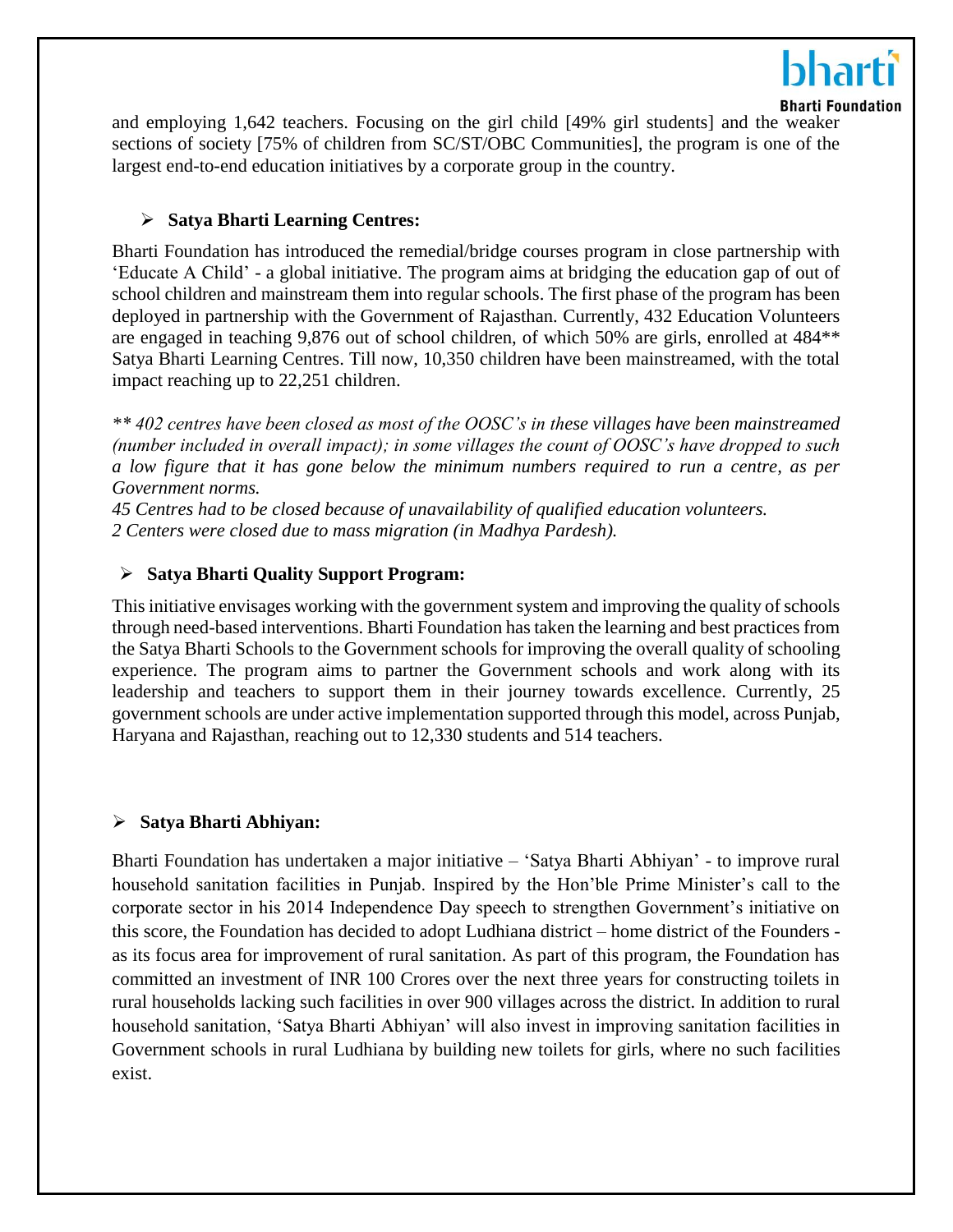and employing 1,642 teachers. Focusing on the girl child [49% girl students] and the weaker sections of society [75% of children from SC/ST/OBC Communities], the program is one of the largest end-to-end education initiatives by a corporate group in the country.

- **Satya Bharti Learning Centres:**

Bharti Foundation has introduced the remedial/bridge courses program in close partnership with 'Educate A Child' - a global initiative. The program aims at bridging the education gap of out of school children and mainstream them into regular schools. The first phase of the program has been deployed in partnership with the Government of Rajasthan. Currently, 432 Education Volunteers are engaged in teaching 9,876 out of school children, of which 50% are girls, enrolled at 484** Satya Bharti Learning Centres. Till now, 10,350 children have been mainstreamed, with the total impact reaching up to 22,251 children.

*** 402 centres have been closed as most of the OOSC's in these villages have been mainstreamed (number included in overall impact); in some villages the count of OOSC's have dropped to such a low figure that it has gone below the minimum numbers required to run a centre, as per Government norms.*

*45 Centres had to be closed because of unavailability of qualified education volunteers.*

*2 Centers were closed due to mass migration (in Madhya Pardesh).*

- **Satya Bharti Quality Support Program:**

This initiative envisages working with the government system and improving the quality of schools through need-based interventions. Bharti Foundation has taken the learning and best practices from the Satya Bharti Schools to the Government schools for improving the overall quality of schooling experience. The program aims to partner the Government schools and work along with its leadership and teachers to support them in their journey towards excellence. Currently, 25 government schools are under active implementation supported through this model, across Punjab, Haryana and Rajasthan, reaching out to 12,330 students and 514 teachers.

- **Satya Bharti Abhiyan:**

Bharti Foundation has undertaken a major initiative – 'Satya Bharti Abhiyan' - to improve rural household sanitation facilities in Punjab. Inspired by the Hon'ble Prime Minister's call to the corporate sector in his 2014 Independence Day speech to strengthen Government's initiative on this score, the Foundation has decided to adopt Ludhiana district – home district of the Founders - as its focus area for improvement of rural sanitation. As part of this program, the Foundation has committed an investment of INR 100 Crores over the next three years for constructing toilets in rural households lacking such facilities in over 900 villages across the district. In addition to rural household sanitation, 'Satya Bharti Abhiyan' will also invest in improving sanitation facilities in Government schools in rural Ludhiana by building new toilets for girls, where no such facilities exist.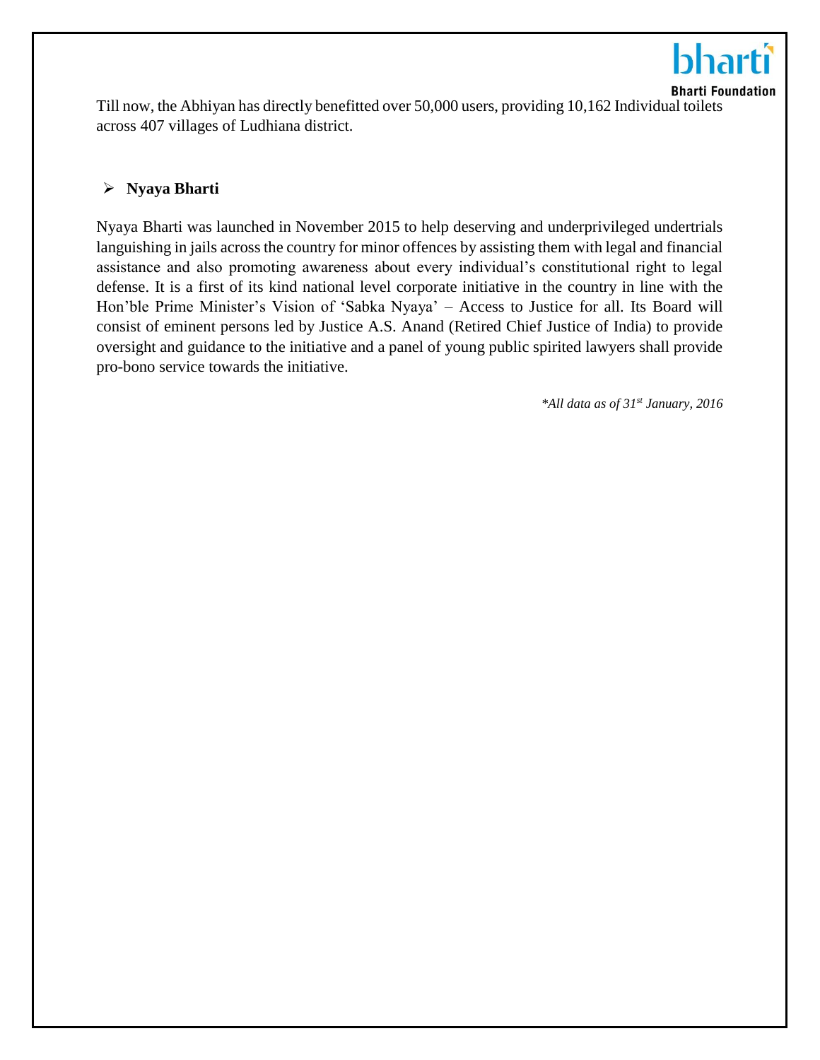Till now, the Abhiyan has directly benefitted over 50,000 users, providing 10,162 Individual toilets across 407 villages of Ludhiana district.

- **Nyaya Bharti**

Nyaya Bharti was launched in November 2015 to help deserving and underprivileged undertrials languishing in jails across the country for minor offences by assisting them with legal and financial assistance and also promoting awareness about every individual's constitutional right to legal defense. It is a first of its kind national level corporate initiative in the country in line with the Hon'ble Prime Minister's Vision of 'Sabka Nyaya' – Access to Justice for all. Its Board will consist of eminent persons led by Justice A.S. Anand (Retired Chief Justice of India) to provide oversight and guidance to the initiative and a panel of young public spirited lawyers shall provide pro-bono service towards the initiative.

*\*All data as of 31st January, 2016*